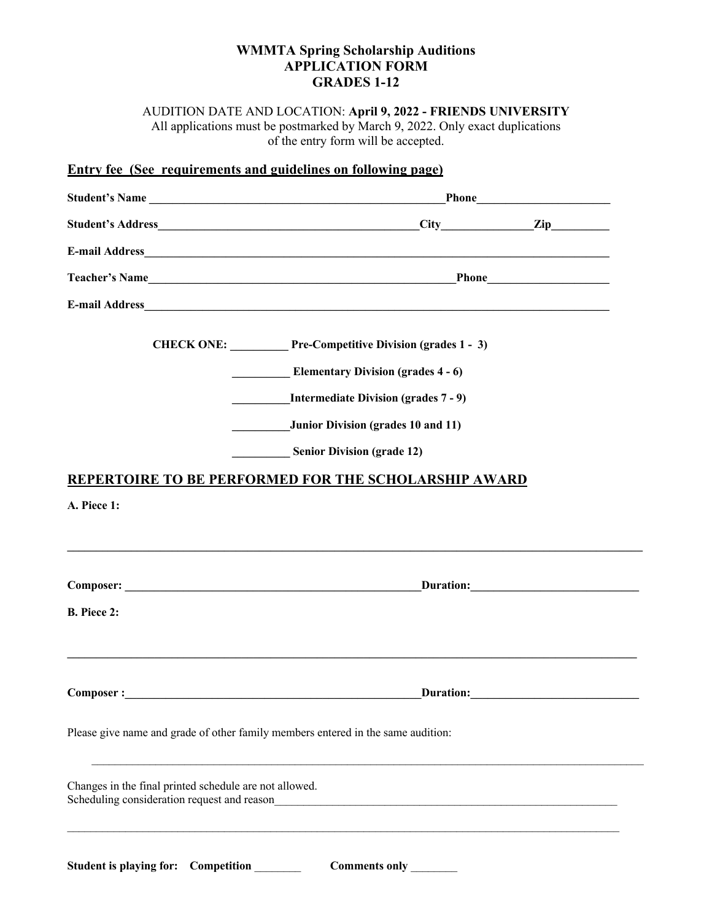**WMMTA Spring Scholarship Auditions**
**APPLICATION FORM**
**GRADES 1-12**

AUDITION DATE AND LOCATION: **April 9, 2022 - FRIENDS UNIVERSITY**
All applications must be postmarked by March 9, 2022. Only exact duplications of the entry form will be accepted.

**Entry fee (See requirements and guidelines on following page)**

**Student's Name** ______________________________ **Phone** ______________

**Student's Address** ______________________________ **City** __________ **Zip** ________

**E-mail Address** ______________________________________________

**Teacher's Name** ______________________________ **Phone** ______________

**E-mail Address** ______________________________________________

**CHECK ONE:** __________ **Pre-Competitive Division (grades 1 - 3)**

__________ **Elementary Division (grades 4 - 6)**

__________ **Intermediate Division (grades 7 - 9)**

__________ **Junior Division (grades 10 and 11)**

__________ **Senior Division (grade 12)**

## REPERTOIRE TO BE PERFORMED FOR THE SCHOLARSHIP AWARD

**A. Piece 1:**

______________________________________________________________

**Composer:** ______________________________ **Duration:** ______________

**B. Piece 2:**

______________________________________________________________

**Composer :** ______________________________ **Duration:** ______________

Please give name and grade of other family members entered in the same audition:

______________________________________________________________

Changes in the final printed schedule are not allowed.
Scheduling consideration request and reason______________________________

______________________________________________________________

**Student is playing for:** **Competition** ________ **Comments only** ________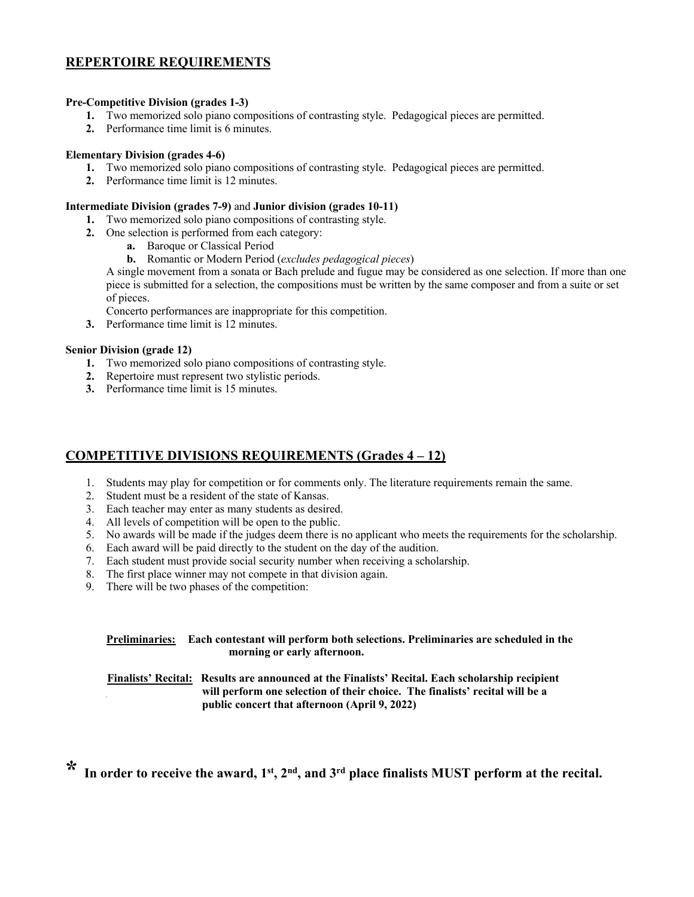## REPERTOIRE REQUIREMENTS

**Pre-Competitive Division (grades 1-3)**

1. Two memorized solo piano compositions of contrasting style. Pedagogical pieces are permitted.
2. Performance time limit is 6 minutes.

**Elementary Division (grades 4-6)**

1. Two memorized solo piano compositions of contrasting style. Pedagogical pieces are permitted.
2. Performance time limit is 12 minutes.

**Intermediate Division (grades 7-9)** and **Junior division (grades 10-11)**

1. Two memorized solo piano compositions of contrasting style.
2. One selection is performed from each category:
   a. Baroque or Classical Period
   b. Romantic or Modern Period (*excludes pedagogical pieces*)

   A single movement from a sonata or Bach prelude and fugue may be considered as one selection. If more than one piece is submitted for a selection, the compositions must be written by the same composer and from a suite or set of pieces.

   Concerto performances are inappropriate for this competition.
3. Performance time limit is 12 minutes.

**Senior Division (grade 12)**

1. Two memorized solo piano compositions of contrasting style.
2. Repertoire must represent two stylistic periods.
3. Performance time limit is 15 minutes.

## COMPETITIVE DIVISIONS REQUIREMENTS (Grades 4 – 12)

1. Students may play for competition or for comments only. The literature requirements remain the same.
2. Student must be a resident of the state of Kansas.
3. Each teacher may enter as many students as desired.
4. All levels of competition will be open to the public.
5. No awards will be made if the judges deem there is no applicant who meets the requirements for the scholarship.
6. Each award will be paid directly to the student on the day of the audition.
7. Each student must provide social security number when receiving a scholarship.
8. The first place winner may not compete in that division again.
9. There will be two phases of the competition:

**Preliminaries:** **Each contestant will perform both selections. Preliminaries are scheduled in the morning or early afternoon.**

**Finalists' Recital:** **Results are announced at the Finalists' Recital. Each scholarship recipient will perform one selection of their choice. The finalists' recital will be a public concert that afternoon (April 9, 2022)**

**\* In order to receive the award, 1st, 2nd, and 3rd place finalists MUST perform at the recital.**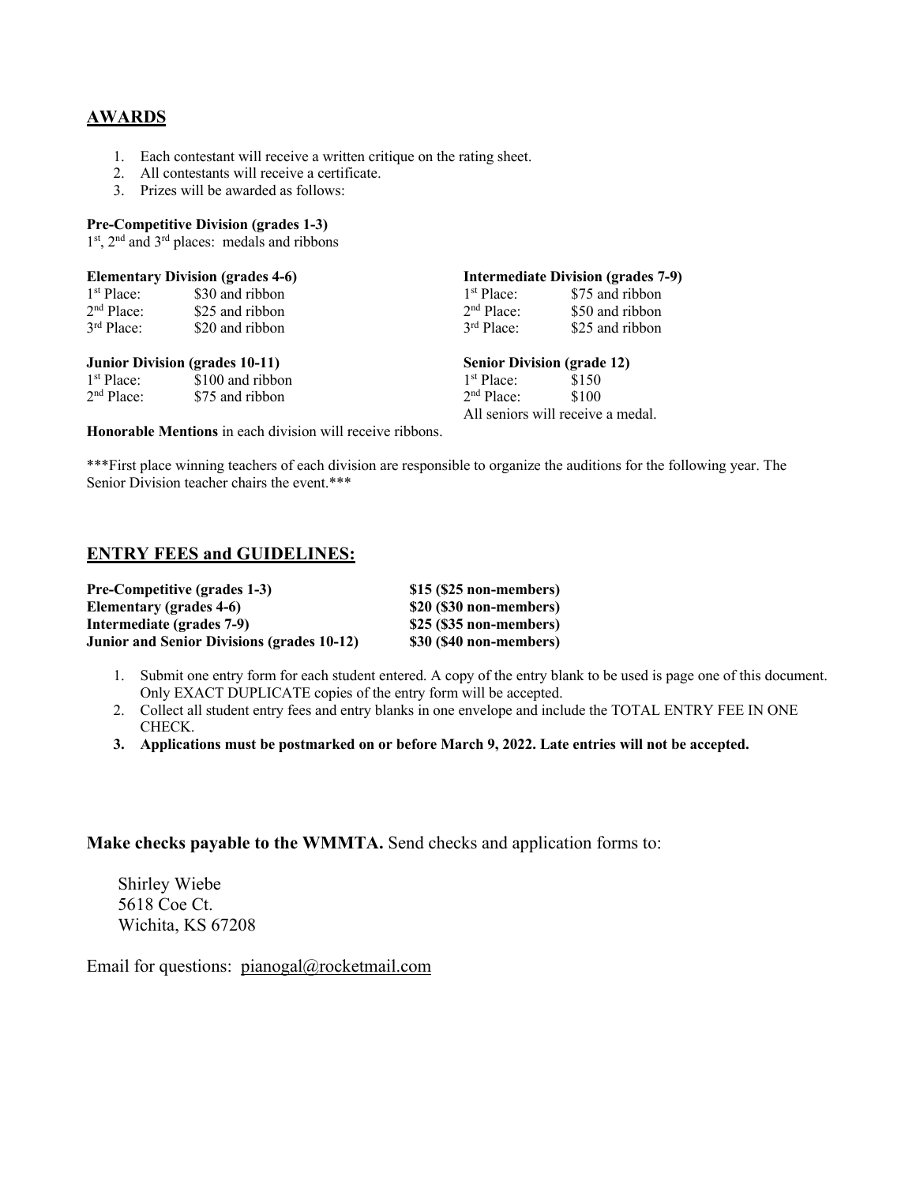## AWARDS

1. Each contestant will receive a written critique on the rating sheet.
2. All contestants will receive a certificate.
3. Prizes will be awarded as follows:

**Pre-Competitive Division (grades 1-3)**
1st, 2nd and 3rd places: medals and ribbons

**Elementary Division (grades 4-6)**

| | |
|---|---|
| 1st Place: | $30 and ribbon |
| 2nd Place: | $25 and ribbon |
| 3rd Place: | $20 and ribbon |

**Intermediate Division (grades 7-9)**

| | |
|---|---|
| 1st Place: | $75 and ribbon |
| 2nd Place: | $50 and ribbon |
| 3rd Place: | $25 and ribbon |

**Junior Division (grades 10-11)**

| | |
|---|---|
| 1st Place: | $100 and ribbon |
| 2nd Place: | $75 and ribbon |

**Senior Division (grade 12)**

| | |
|---|---|
| 1st Place: | $150 |
| 2nd Place: | $100 |

All seniors will receive a medal.

**Honorable Mentions** in each division will receive ribbons.

***First place winning teachers of each division are responsible to organize the auditions for the following year. The Senior Division teacher chairs the event.***

## ENTRY FEES and GUIDELINES:

| | |
|---|---|
| **Pre-Competitive (grades 1-3)** | **$15 ($25 non-members)** |
| **Elementary (grades 4-6)** | **$20 ($30 non-members)** |
| **Intermediate (grades 7-9)** | **$25 ($35 non-members)** |
| **Junior and Senior Divisions (grades 10-12)** | **$30 ($40 non-members)** |

1. Submit one entry form for each student entered. A copy of the entry blank to be used is page one of this document. Only EXACT DUPLICATE copies of the entry form will be accepted.
2. Collect all student entry fees and entry blanks in one envelope and include the TOTAL ENTRY FEE IN ONE CHECK.
3. **Applications must be postmarked on or before March 9, 2022. Late entries will not be accepted.**

**Make checks payable to the WMMTA.** Send checks and application forms to:

Shirley Wiebe
5618 Coe Ct.
Wichita, KS 67208

Email for questions: pianogal@rocketmail.com